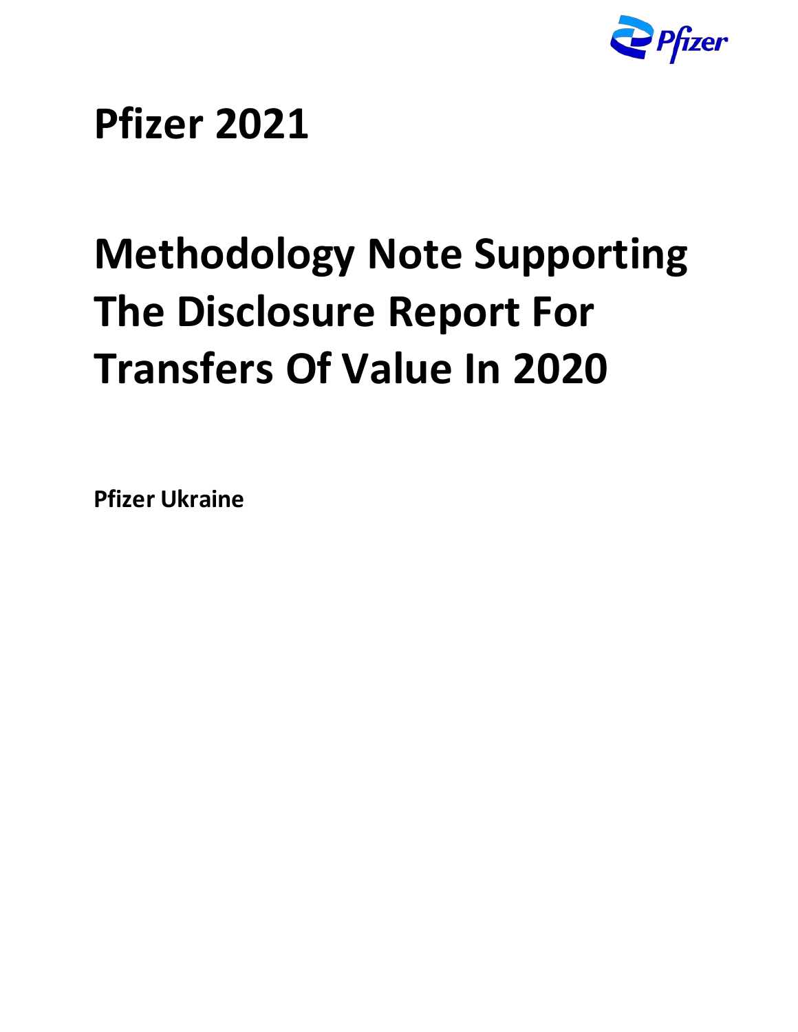# Pfizer 2021

# Methodology Note Supporting The Disclosure Report For Transfers Of Value In 2020

**Pfizer Ukraine**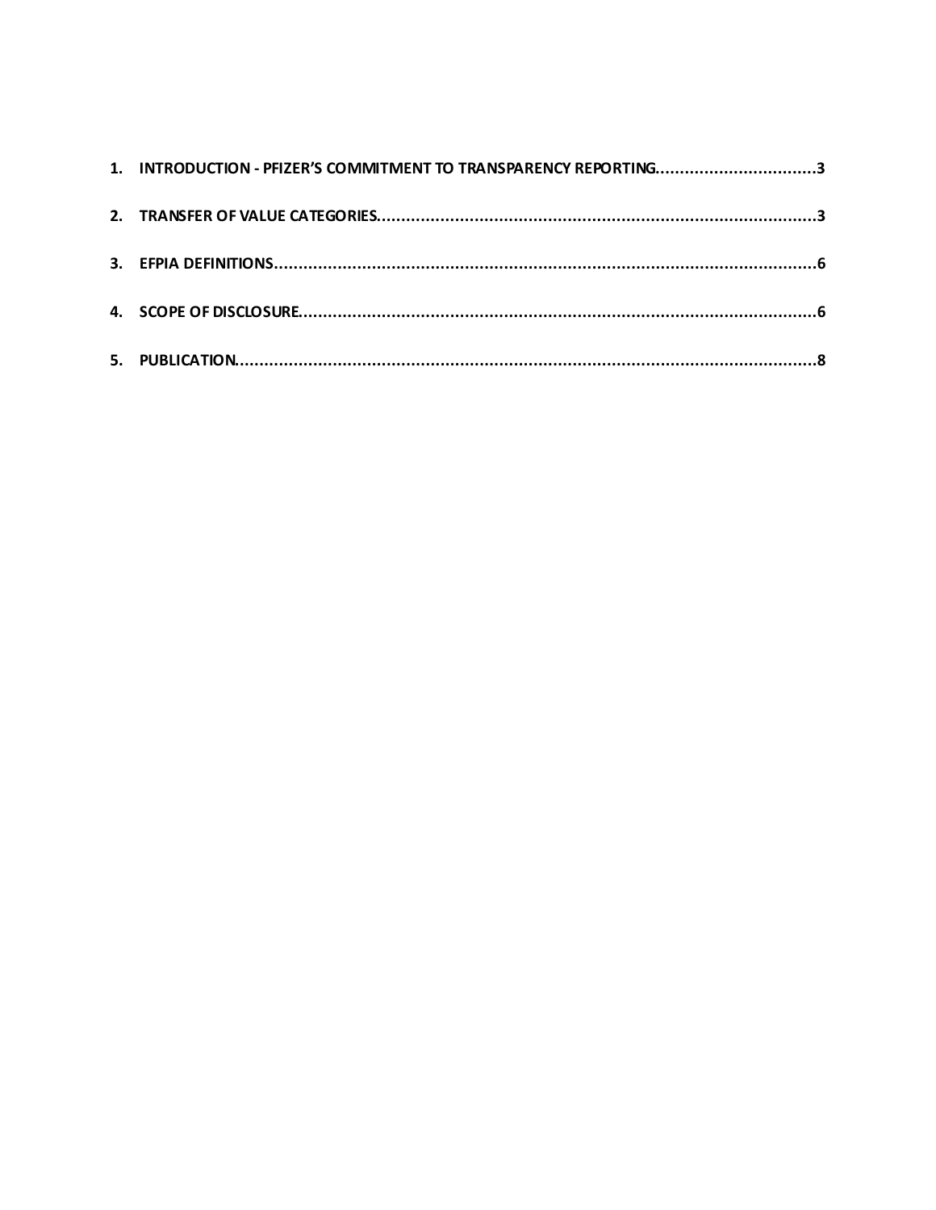1. **INTRODUCTION - PFIZER'S COMMITMENT TO TRANSPARENCY REPORTING................................3**

2. **TRANSFER OF VALUE CATEGORIES.........................................................................................3**

3. **EFPIA DEFINITIONS...............................................................................................................6**

4. **SCOPE OF DISCLOSURE..........................................................................................................6**

5. **PUBLICATION.......................................................................................................................8**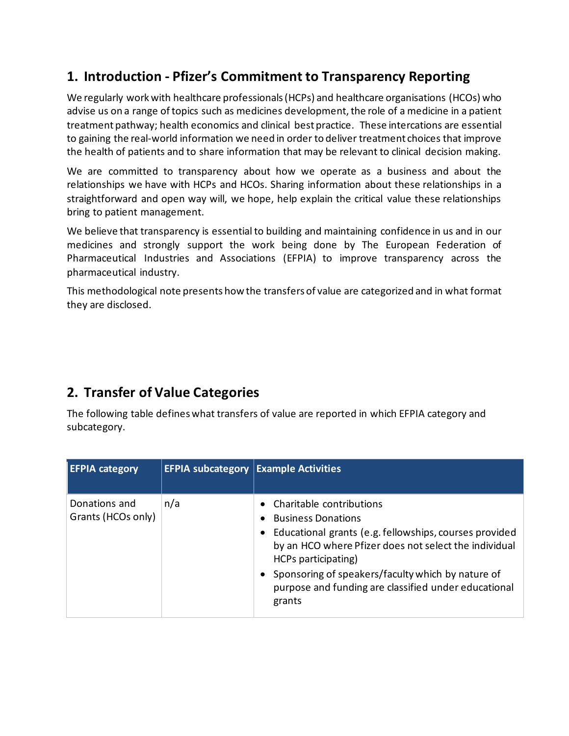## 1. Introduction - Pfizer's Commitment to Transparency Reporting

We regularly work with healthcare professionals (HCPs) and healthcare organisations (HCOs) who advise us on a range of topics such as medicines development, the role of a medicine in a patient treatment pathway; health economics and clinical best practice. These intercations are essential to gaining the real-world information we need in order to deliver treatment choices that improve the health of patients and to share information that may be relevant to clinical decision making.

We are committed to transparency about how we operate as a business and about the relationships we have with HCPs and HCOs. Sharing information about these relationships in a straightforward and open way will, we hope, help explain the critical value these relationships bring to patient management.

We believe that transparency is essential to building and maintaining confidence in us and in our medicines and strongly support the work being done by The European Federation of Pharmaceutical Industries and Associations (EFPIA) to improve transparency across the pharmaceutical industry.

This methodological note presents how the transfers of value are categorized and in what format they are disclosed.

## 2. Transfer of Value Categories

The following table defines what transfers of value are reported in which EFPIA category and subcategory.

| EFPIA category | EFPIA subcategory | Example Activities |
|---|---|---|
| Donations and Grants (HCOs only) | n/a | • Charitable contributions<br>• Business Donations<br>• Educational grants (e.g. fellowships, courses provided by an HCO where Pfizer does not select the individual HCPs participating)<br>• Sponsoring of speakers/faculty which by nature of purpose and funding are classified under educational grants |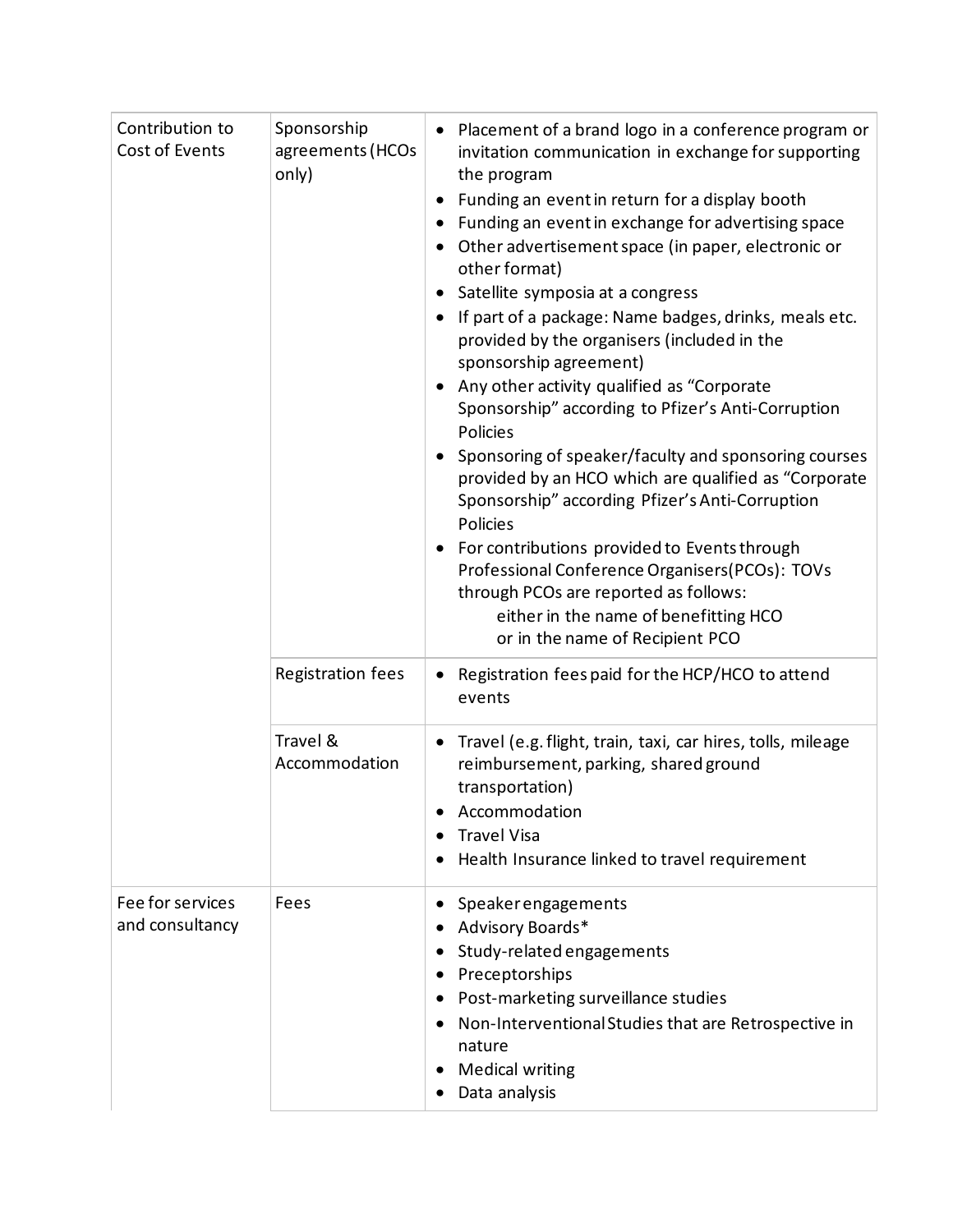| | | |
|---|---|---|
| Contribution to Cost of Events | Sponsorship agreements (HCOs only) | • Placement of a brand logo in a conference program or invitation communication in exchange for supporting the program<br>• Funding an event in return for a display booth<br>• Funding an event in exchange for advertising space<br>• Other advertisement space (in paper, electronic or other format)<br>• Satellite symposia at a congress<br>• If part of a package: Name badges, drinks, meals etc. provided by the organisers (included in the sponsorship agreement)<br>• Any other activity qualified as "Corporate Sponsorship" according to Pfizer's Anti-Corruption Policies<br>• Sponsoring of speaker/faculty and sponsoring courses provided by an HCO which are qualified as "Corporate Sponsorship" according Pfizer's Anti-Corruption Policies<br>• For contributions provided to Events through Professional Conference Organisers (PCOs): TOVs through PCOs are reported as follows:<br>either in the name of benefitting HCO<br>or in the name of Recipient PCO |
| | Registration fees | • Registration fees paid for the HCP/HCO to attend events |
| | Travel & Accommodation | • Travel (e.g. flight, train, taxi, car hires, tolls, mileage reimbursement, parking, shared ground transportation)<br>• Accommodation<br>• Travel Visa<br>• Health Insurance linked to travel requirement |
| Fee for services and consultancy | Fees | • Speaker engagements<br>• Advisory Boards*<br>• Study-related engagements<br>• Preceptorships<br>• Post-marketing surveillance studies<br>• Non-Interventional Studies that are Retrospective in nature<br>• Medical writing<br>• Data analysis |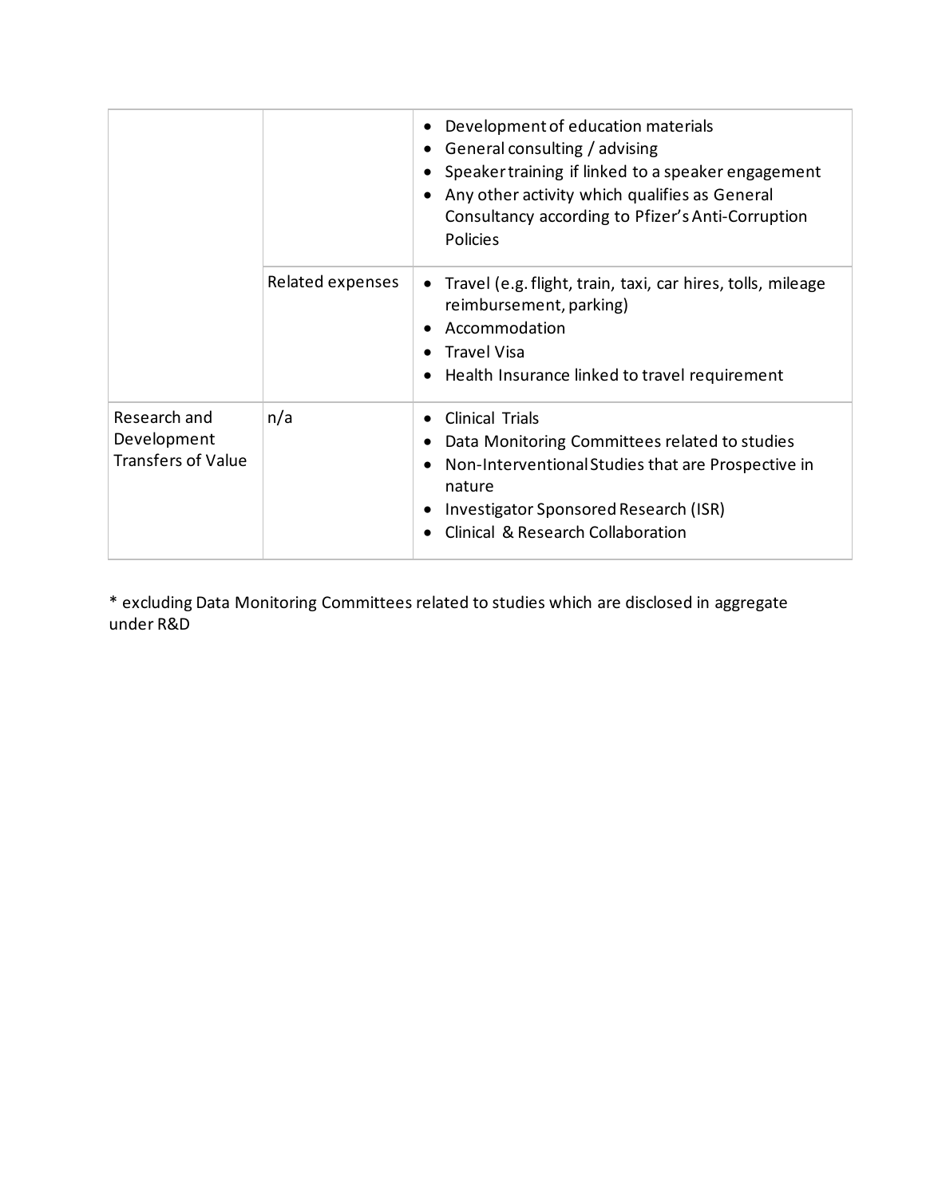| | | |
|---|---|---|
| | | • Development of education materials<br>• General consulting / advising<br>• Speaker training if linked to a speaker engagement<br>• Any other activity which qualifies as General Consultancy according to Pfizer's Anti-Corruption Policies |
| | Related expenses | • Travel (e.g. flight, train, taxi, car hires, tolls, mileage reimbursement, parking)<br>• Accommodation<br>• Travel Visa<br>• Health Insurance linked to travel requirement |
| Research and Development Transfers of Value | n/a | • Clinical Trials<br>• Data Monitoring Committees related to studies<br>• Non-Interventional Studies that are Prospective in nature<br>• Investigator Sponsored Research (ISR)<br>• Clinical & Research Collaboration |

* excluding Data Monitoring Committees related to studies which are disclosed in aggregate under R&D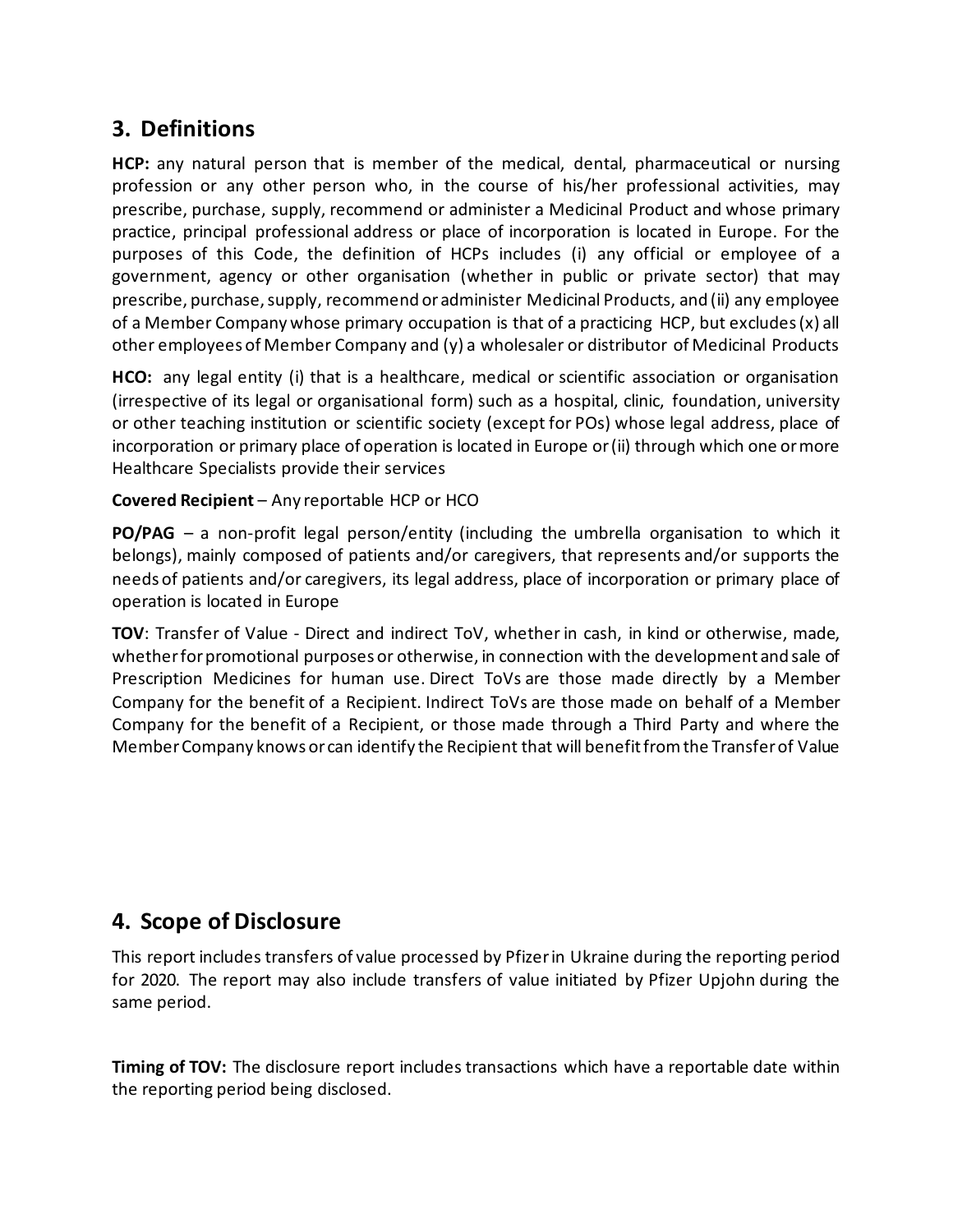## 3. Definitions

**HCP:** any natural person that is member of the medical, dental, pharmaceutical or nursing profession or any other person who, in the course of his/her professional activities, may prescribe, purchase, supply, recommend or administer a Medicinal Product and whose primary practice, principal professional address or place of incorporation is located in Europe. For the purposes of this Code, the definition of HCPs includes (i) any official or employee of a government, agency or other organisation (whether in public or private sector) that may prescribe, purchase, supply, recommend or administer Medicinal Products, and (ii) any employee of a Member Company whose primary occupation is that of a practicing HCP, but excludes (x) all other employees of Member Company and (y) a wholesaler or distributor of Medicinal Products

**HCO:** any legal entity (i) that is a healthcare, medical or scientific association or organisation (irrespective of its legal or organisational form) such as a hospital, clinic, foundation, university or other teaching institution or scientific society (except for POs) whose legal address, place of incorporation or primary place of operation is located in Europe or (ii) through which one or more Healthcare Specialists provide their services

**Covered Recipient** – Any reportable HCP or HCO

**PO/PAG** – a non-profit legal person/entity (including the umbrella organisation to which it belongs), mainly composed of patients and/or caregivers, that represents and/or supports the needs of patients and/or caregivers, its legal address, place of incorporation or primary place of operation is located in Europe

**TOV**: Transfer of Value - Direct and indirect ToV, whether in cash, in kind or otherwise, made, whether for promotional purposes or otherwise, in connection with the development and sale of Prescription Medicines for human use. Direct ToVs are those made directly by a Member Company for the benefit of a Recipient. Indirect ToVs are those made on behalf of a Member Company for the benefit of a Recipient, or those made through a Third Party and where the Member Company knows or can identify the Recipient that will benefit from the Transfer of Value

## 4. Scope of Disclosure

This report includes transfers of value processed by Pfizer in Ukraine during the reporting period for 2020. The report may also include transfers of value initiated by Pfizer Upjohn during the same period.

**Timing of TOV:** The disclosure report includes transactions which have a reportable date within the reporting period being disclosed.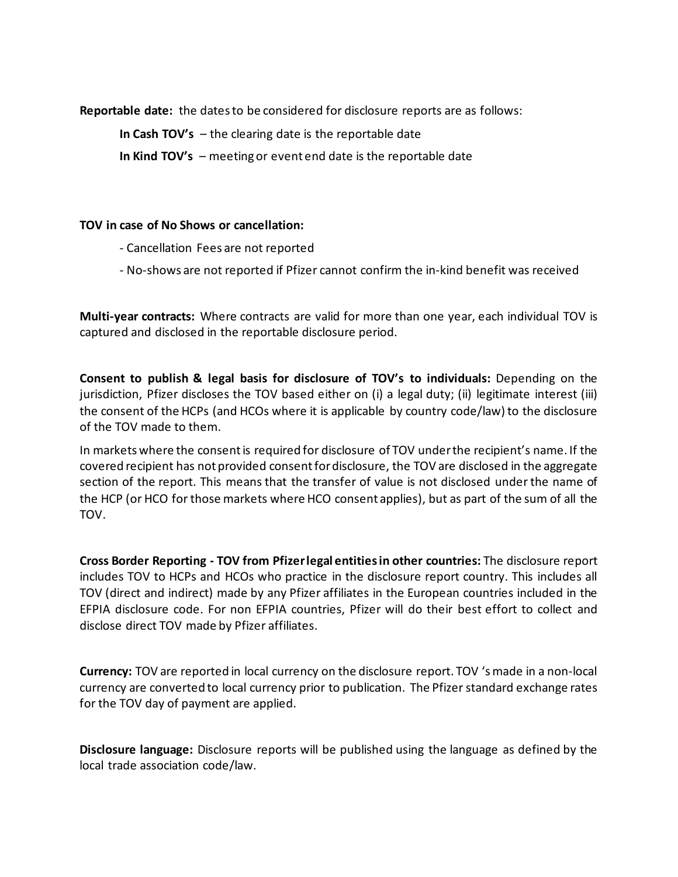**Reportable date:** the dates to be considered for disclosure reports are as follows:

**In Cash TOV's** – the clearing date is the reportable date

**In Kind TOV's** – meeting or event end date is the reportable date

**TOV in case of No Shows or cancellation:**

- Cancellation Fees are not reported
- No-shows are not reported if Pfizer cannot confirm the in-kind benefit was received

**Multi-year contracts:** Where contracts are valid for more than one year, each individual TOV is captured and disclosed in the reportable disclosure period.

**Consent to publish & legal basis for disclosure of TOV's to individuals:** Depending on the jurisdiction, Pfizer discloses the TOV based either on (i) a legal duty; (ii) legitimate interest (iii) the consent of the HCPs (and HCOs where it is applicable by country code/law) to the disclosure of the TOV made to them.

In markets where the consent is required for disclosure of TOV under the recipient's name. If the covered recipient has not provided consent for disclosure, the TOV are disclosed in the aggregate section of the report. This means that the transfer of value is not disclosed under the name of the HCP (or HCO for those markets where HCO consent applies), but as part of the sum of all the TOV.

**Cross Border Reporting - TOV from Pfizer legal entities in other countries:** The disclosure report includes TOV to HCPs and HCOs who practice in the disclosure report country. This includes all TOV (direct and indirect) made by any Pfizer affiliates in the European countries included in the EFPIA disclosure code. For non EFPIA countries, Pfizer will do their best effort to collect and disclose direct TOV made by Pfizer affiliates.

**Currency:** TOV are reported in local currency on the disclosure report. TOV 's made in a non-local currency are converted to local currency prior to publication. The Pfizer standard exchange rates for the TOV day of payment are applied.

**Disclosure language:** Disclosure reports will be published using the language as defined by the local trade association code/law.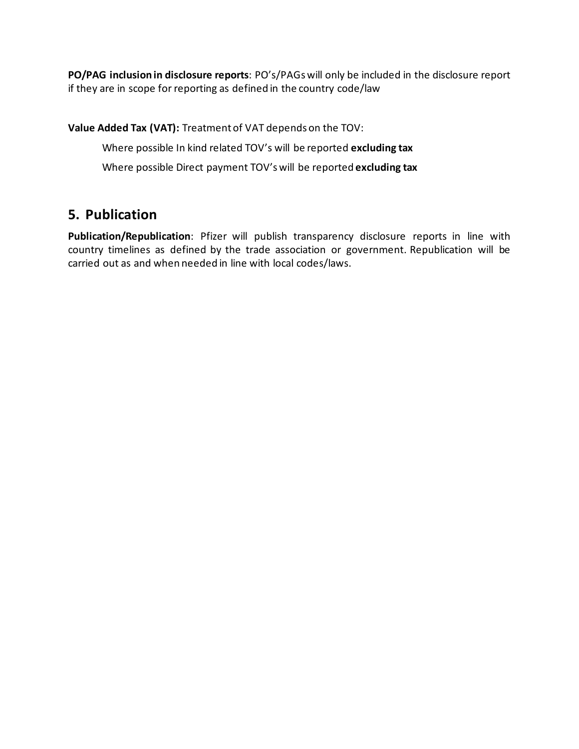**PO/PAG inclusion in disclosure reports**: PO's/PAGs will only be included in the disclosure report if they are in scope for reporting as defined in the country code/law

**Value Added Tax (VAT):** Treatment of VAT depends on the TOV:

Where possible In kind related TOV's will be reported **excluding tax**

Where possible Direct payment TOV's will be reported **excluding tax**

## 5. Publication

**Publication/Republication**: Pfizer will publish transparency disclosure reports in line with country timelines as defined by the trade association or government. Republication will be carried out as and when needed in line with local codes/laws.